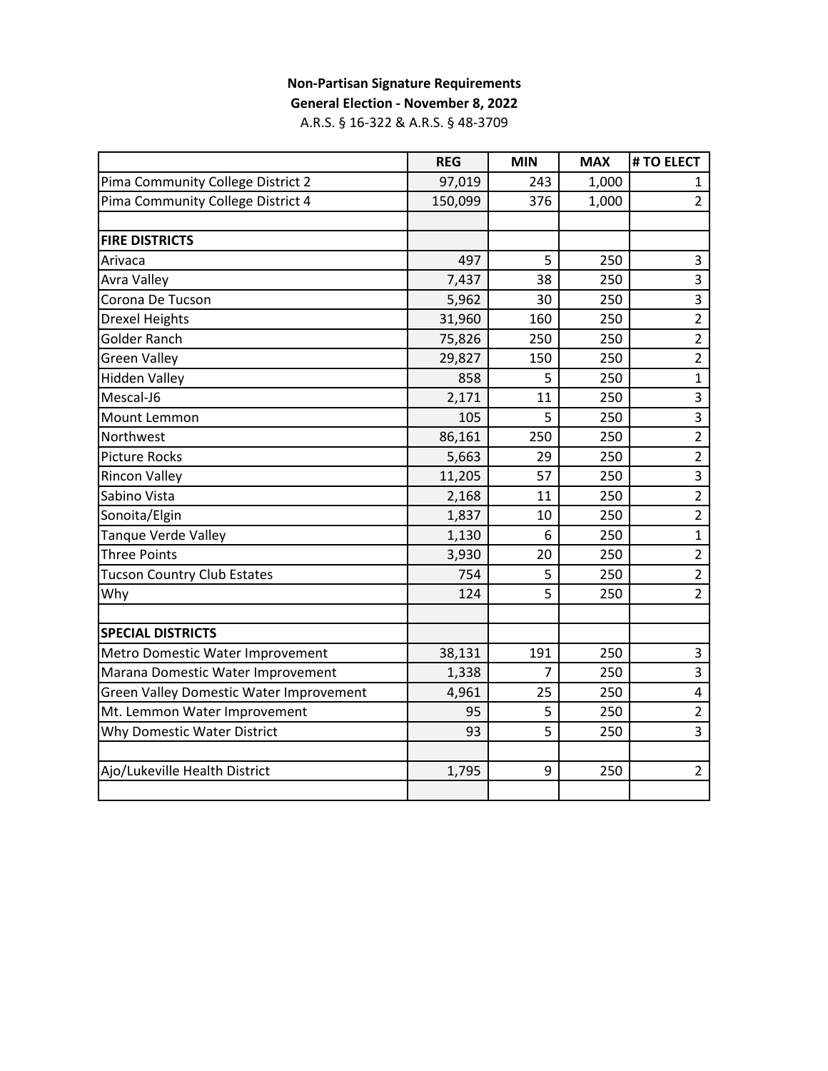**Non-Partisan Signature Requirements**

**General Election - November 8, 2022**

A.R.S. § 16-322 & A.R.S. § 48-3709

| | REG | MIN | MAX | # TO ELECT |
|---|---|---|---|---|
| Pima Community College District 2 | 97,019 | 243 | 1,000 | 1 |
| Pima Community College District 4 | 150,099 | 376 | 1,000 | 2 |
| | | | | |
| **FIRE DISTRICTS** | | | | |
| Arivaca | 497 | 5 | 250 | 3 |
| Avra Valley | 7,437 | 38 | 250 | 3 |
| Corona De Tucson | 5,962 | 30 | 250 | 3 |
| Drexel Heights | 31,960 | 160 | 250 | 2 |
| Golder Ranch | 75,826 | 250 | 250 | 2 |
| Green Valley | 29,827 | 150 | 250 | 2 |
| Hidden Valley | 858 | 5 | 250 | 1 |
| Mescal-J6 | 2,171 | 11 | 250 | 3 |
| Mount Lemmon | 105 | 5 | 250 | 3 |
| Northwest | 86,161 | 250 | 250 | 2 |
| Picture Rocks | 5,663 | 29 | 250 | 2 |
| Rincon Valley | 11,205 | 57 | 250 | 3 |
| Sabino Vista | 2,168 | 11 | 250 | 2 |
| Sonoita/Elgin | 1,837 | 10 | 250 | 2 |
| Tanque Verde Valley | 1,130 | 6 | 250 | 1 |
| Three Points | 3,930 | 20 | 250 | 2 |
| Tucson Country Club Estates | 754 | 5 | 250 | 2 |
| Why | 124 | 5 | 250 | 2 |
| | | | | |
| **SPECIAL DISTRICTS** | | | | |
| Metro Domestic Water Improvement | 38,131 | 191 | 250 | 3 |
| Marana Domestic Water Improvement | 1,338 | 7 | 250 | 3 |
| Green Valley Domestic Water Improvement | 4,961 | 25 | 250 | 4 |
| Mt. Lemmon Water Improvement | 95 | 5 | 250 | 2 |
| Why Domestic Water District | 93 | 5 | 250 | 3 |
| | | | | |
| Ajo/Lukeville Health District | 1,795 | 9 | 250 | 2 |
| | | | | |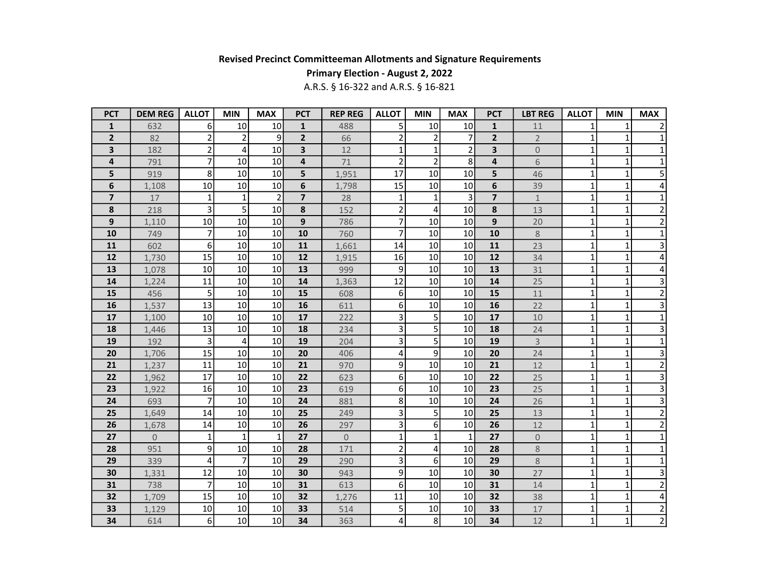**Revised Precinct Committeeman Allotments and Signature Requirements**

**Primary Election - August 2, 2022**

A.R.S. § 16-322 and A.R.S. § 16-821

| PCT | DEM REG | ALLOT | MIN | MAX | PCT | REP REG | ALLOT | MIN | MAX | PCT | LBT REG | ALLOT | MIN | MAX |
|---|---|---|---|---|---|---|---|---|---|---|---|---|---|---|
| 1 | 632 | 6 | 10 | 10 | 1 | 488 | 5 | 10 | 10 | 1 | 11 | 1 | 1 | 2 |
| 2 | 82 | 2 | 2 | 9 | 2 | 66 | 2 | 2 | 7 | 2 | 2 | 1 | 1 | 1 |
| 3 | 182 | 2 | 4 | 10 | 3 | 12 | 1 | 1 | 2 | 3 | 0 | 1 | 1 | 1 |
| 4 | 791 | 7 | 10 | 10 | 4 | 71 | 2 | 2 | 8 | 4 | 6 | 1 | 1 | 1 |
| 5 | 919 | 8 | 10 | 10 | 5 | 1,951 | 17 | 10 | 10 | 5 | 46 | 1 | 1 | 5 |
| 6 | 1,108 | 10 | 10 | 10 | 6 | 1,798 | 15 | 10 | 10 | 6 | 39 | 1 | 1 | 4 |
| 7 | 17 | 1 | 1 | 2 | 7 | 28 | 1 | 1 | 3 | 7 | 1 | 1 | 1 | 1 |
| 8 | 218 | 3 | 5 | 10 | 8 | 152 | 2 | 4 | 10 | 8 | 13 | 1 | 1 | 2 |
| 9 | 1,110 | 10 | 10 | 10 | 9 | 786 | 7 | 10 | 10 | 9 | 20 | 1 | 1 | 2 |
| 10 | 749 | 7 | 10 | 10 | 10 | 760 | 7 | 10 | 10 | 10 | 8 | 1 | 1 | 1 |
| 11 | 602 | 6 | 10 | 10 | 11 | 1,661 | 14 | 10 | 10 | 11 | 23 | 1 | 1 | 3 |
| 12 | 1,730 | 15 | 10 | 10 | 12 | 1,915 | 16 | 10 | 10 | 12 | 34 | 1 | 1 | 4 |
| 13 | 1,078 | 10 | 10 | 10 | 13 | 999 | 9 | 10 | 10 | 13 | 31 | 1 | 1 | 4 |
| 14 | 1,224 | 11 | 10 | 10 | 14 | 1,363 | 12 | 10 | 10 | 14 | 25 | 1 | 1 | 3 |
| 15 | 456 | 5 | 10 | 10 | 15 | 608 | 6 | 10 | 10 | 15 | 11 | 1 | 1 | 2 |
| 16 | 1,537 | 13 | 10 | 10 | 16 | 611 | 6 | 10 | 10 | 16 | 22 | 1 | 1 | 3 |
| 17 | 1,100 | 10 | 10 | 10 | 17 | 222 | 3 | 5 | 10 | 17 | 10 | 1 | 1 | 1 |
| 18 | 1,446 | 13 | 10 | 10 | 18 | 234 | 3 | 5 | 10 | 18 | 24 | 1 | 1 | 3 |
| 19 | 192 | 3 | 4 | 10 | 19 | 204 | 3 | 5 | 10 | 19 | 3 | 1 | 1 | 1 |
| 20 | 1,706 | 15 | 10 | 10 | 20 | 406 | 4 | 9 | 10 | 20 | 24 | 1 | 1 | 3 |
| 21 | 1,237 | 11 | 10 | 10 | 21 | 970 | 9 | 10 | 10 | 21 | 12 | 1 | 1 | 2 |
| 22 | 1,962 | 17 | 10 | 10 | 22 | 623 | 6 | 10 | 10 | 22 | 25 | 1 | 1 | 3 |
| 23 | 1,922 | 16 | 10 | 10 | 23 | 619 | 6 | 10 | 10 | 23 | 25 | 1 | 1 | 3 |
| 24 | 693 | 7 | 10 | 10 | 24 | 881 | 8 | 10 | 10 | 24 | 26 | 1 | 1 | 3 |
| 25 | 1,649 | 14 | 10 | 10 | 25 | 249 | 3 | 5 | 10 | 25 | 13 | 1 | 1 | 2 |
| 26 | 1,678 | 14 | 10 | 10 | 26 | 297 | 3 | 6 | 10 | 26 | 12 | 1 | 1 | 2 |
| 27 | 0 | 1 | 1 | 1 | 27 | 0 | 1 | 1 | 1 | 27 | 0 | 1 | 1 | 1 |
| 28 | 951 | 9 | 10 | 10 | 28 | 171 | 2 | 4 | 10 | 28 | 8 | 1 | 1 | 1 |
| 29 | 339 | 4 | 7 | 10 | 29 | 290 | 3 | 6 | 10 | 29 | 8 | 1 | 1 | 1 |
| 30 | 1,331 | 12 | 10 | 10 | 30 | 943 | 9 | 10 | 10 | 30 | 27 | 1 | 1 | 3 |
| 31 | 738 | 7 | 10 | 10 | 31 | 613 | 6 | 10 | 10 | 31 | 14 | 1 | 1 | 2 |
| 32 | 1,709 | 15 | 10 | 10 | 32 | 1,276 | 11 | 10 | 10 | 32 | 38 | 1 | 1 | 4 |
| 33 | 1,129 | 10 | 10 | 10 | 33 | 514 | 5 | 10 | 10 | 33 | 17 | 1 | 1 | 2 |
| 34 | 614 | 6 | 10 | 10 | 34 | 363 | 4 | 8 | 10 | 34 | 12 | 1 | 1 | 2 |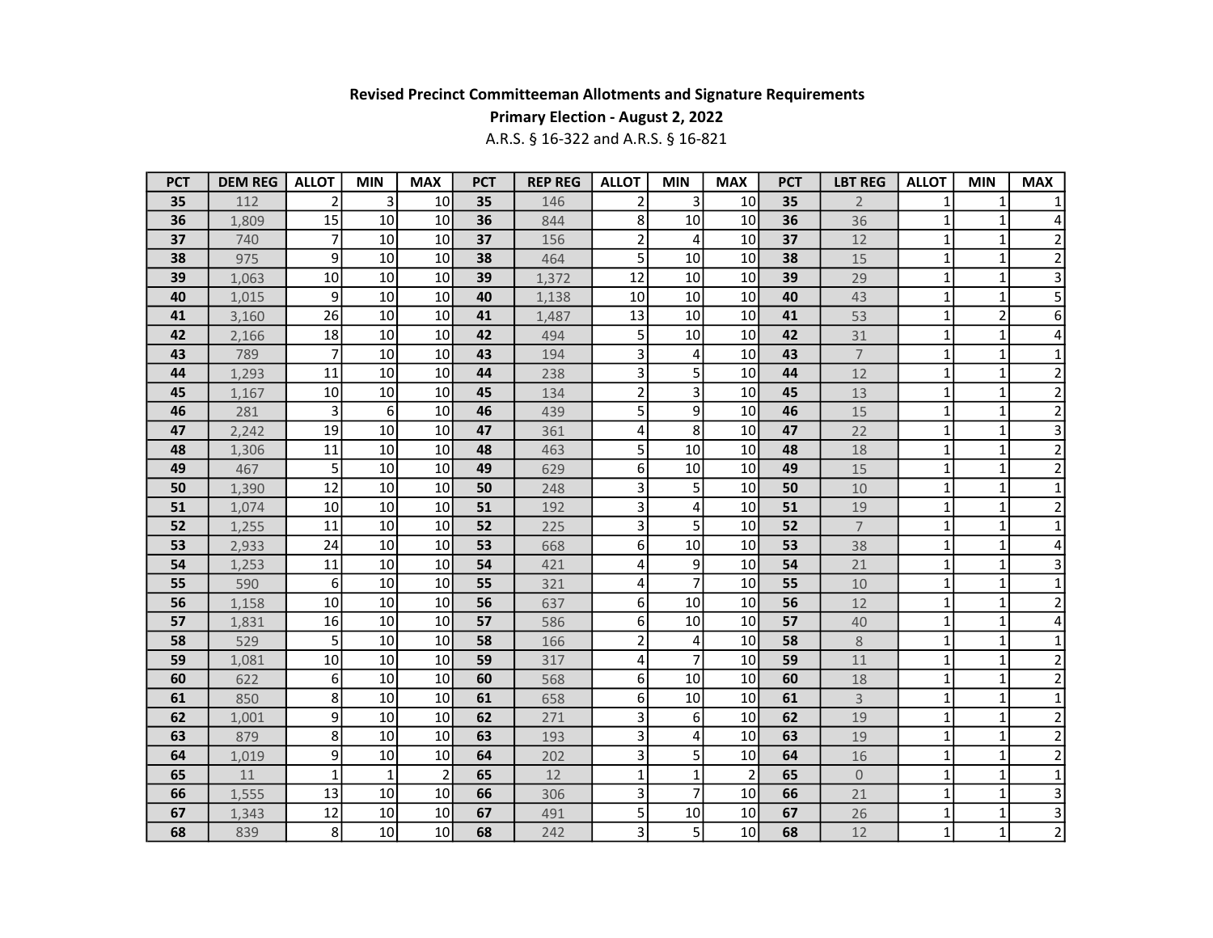**Revised Precinct Committeeman Allotments and Signature Requirements**

**Primary Election - August 2, 2022**

A.R.S. § 16-322 and A.R.S. § 16-821

| PCT | DEM REG | ALLOT | MIN | MAX | PCT | REP REG | ALLOT | MIN | MAX | PCT | LBT REG | ALLOT | MIN | MAX |
|---|---|---|---|---|---|---|---|---|---|---|---|---|---|---|
| 35 | 112 | 2 | 3 | 10 | 35 | 146 | 2 | 3 | 10 | 35 | 2 | 1 | 1 | 1 |
| 36 | 1,809 | 15 | 10 | 10 | 36 | 844 | 8 | 10 | 10 | 36 | 36 | 1 | 1 | 4 |
| 37 | 740 | 7 | 10 | 10 | 37 | 156 | 2 | 4 | 10 | 37 | 12 | 1 | 1 | 2 |
| 38 | 975 | 9 | 10 | 10 | 38 | 464 | 5 | 10 | 10 | 38 | 15 | 1 | 1 | 2 |
| 39 | 1,063 | 10 | 10 | 10 | 39 | 1,372 | 12 | 10 | 10 | 39 | 29 | 1 | 1 | 3 |
| 40 | 1,015 | 9 | 10 | 10 | 40 | 1,138 | 10 | 10 | 10 | 40 | 43 | 1 | 1 | 5 |
| 41 | 3,160 | 26 | 10 | 10 | 41 | 1,487 | 13 | 10 | 10 | 41 | 53 | 1 | 2 | 6 |
| 42 | 2,166 | 18 | 10 | 10 | 42 | 494 | 5 | 10 | 10 | 42 | 31 | 1 | 1 | 4 |
| 43 | 789 | 7 | 10 | 10 | 43 | 194 | 3 | 4 | 10 | 43 | 7 | 1 | 1 | 1 |
| 44 | 1,293 | 11 | 10 | 10 | 44 | 238 | 3 | 5 | 10 | 44 | 12 | 1 | 1 | 2 |
| 45 | 1,167 | 10 | 10 | 10 | 45 | 134 | 2 | 3 | 10 | 45 | 13 | 1 | 1 | 2 |
| 46 | 281 | 3 | 6 | 10 | 46 | 439 | 5 | 9 | 10 | 46 | 15 | 1 | 1 | 2 |
| 47 | 2,242 | 19 | 10 | 10 | 47 | 361 | 4 | 8 | 10 | 47 | 22 | 1 | 1 | 3 |
| 48 | 1,306 | 11 | 10 | 10 | 48 | 463 | 5 | 10 | 10 | 48 | 18 | 1 | 1 | 2 |
| 49 | 467 | 5 | 10 | 10 | 49 | 629 | 6 | 10 | 10 | 49 | 15 | 1 | 1 | 2 |
| 50 | 1,390 | 12 | 10 | 10 | 50 | 248 | 3 | 5 | 10 | 50 | 10 | 1 | 1 | 1 |
| 51 | 1,074 | 10 | 10 | 10 | 51 | 192 | 3 | 4 | 10 | 51 | 19 | 1 | 1 | 2 |
| 52 | 1,255 | 11 | 10 | 10 | 52 | 225 | 3 | 5 | 10 | 52 | 7 | 1 | 1 | 1 |
| 53 | 2,933 | 24 | 10 | 10 | 53 | 668 | 6 | 10 | 10 | 53 | 38 | 1 | 1 | 4 |
| 54 | 1,253 | 11 | 10 | 10 | 54 | 421 | 4 | 9 | 10 | 54 | 21 | 1 | 1 | 3 |
| 55 | 590 | 6 | 10 | 10 | 55 | 321 | 4 | 7 | 10 | 55 | 10 | 1 | 1 | 1 |
| 56 | 1,158 | 10 | 10 | 10 | 56 | 637 | 6 | 10 | 10 | 56 | 12 | 1 | 1 | 2 |
| 57 | 1,831 | 16 | 10 | 10 | 57 | 586 | 6 | 10 | 10 | 57 | 40 | 1 | 1 | 4 |
| 58 | 529 | 5 | 10 | 10 | 58 | 166 | 2 | 4 | 10 | 58 | 8 | 1 | 1 | 1 |
| 59 | 1,081 | 10 | 10 | 10 | 59 | 317 | 4 | 7 | 10 | 59 | 11 | 1 | 1 | 2 |
| 60 | 622 | 6 | 10 | 10 | 60 | 568 | 6 | 10 | 10 | 60 | 18 | 1 | 1 | 2 |
| 61 | 850 | 8 | 10 | 10 | 61 | 658 | 6 | 10 | 10 | 61 | 3 | 1 | 1 | 1 |
| 62 | 1,001 | 9 | 10 | 10 | 62 | 271 | 3 | 6 | 10 | 62 | 19 | 1 | 1 | 2 |
| 63 | 879 | 8 | 10 | 10 | 63 | 193 | 3 | 4 | 10 | 63 | 19 | 1 | 1 | 2 |
| 64 | 1,019 | 9 | 10 | 10 | 64 | 202 | 3 | 5 | 10 | 64 | 16 | 1 | 1 | 2 |
| 65 | 11 | 1 | 1 | 2 | 65 | 12 | 1 | 1 | 2 | 65 | 0 | 1 | 1 | 1 |
| 66 | 1,555 | 13 | 10 | 10 | 66 | 306 | 3 | 7 | 10 | 66 | 21 | 1 | 1 | 3 |
| 67 | 1,343 | 12 | 10 | 10 | 67 | 491 | 5 | 10 | 10 | 67 | 26 | 1 | 1 | 3 |
| 68 | 839 | 8 | 10 | 10 | 68 | 242 | 3 | 5 | 10 | 68 | 12 | 1 | 1 | 2 |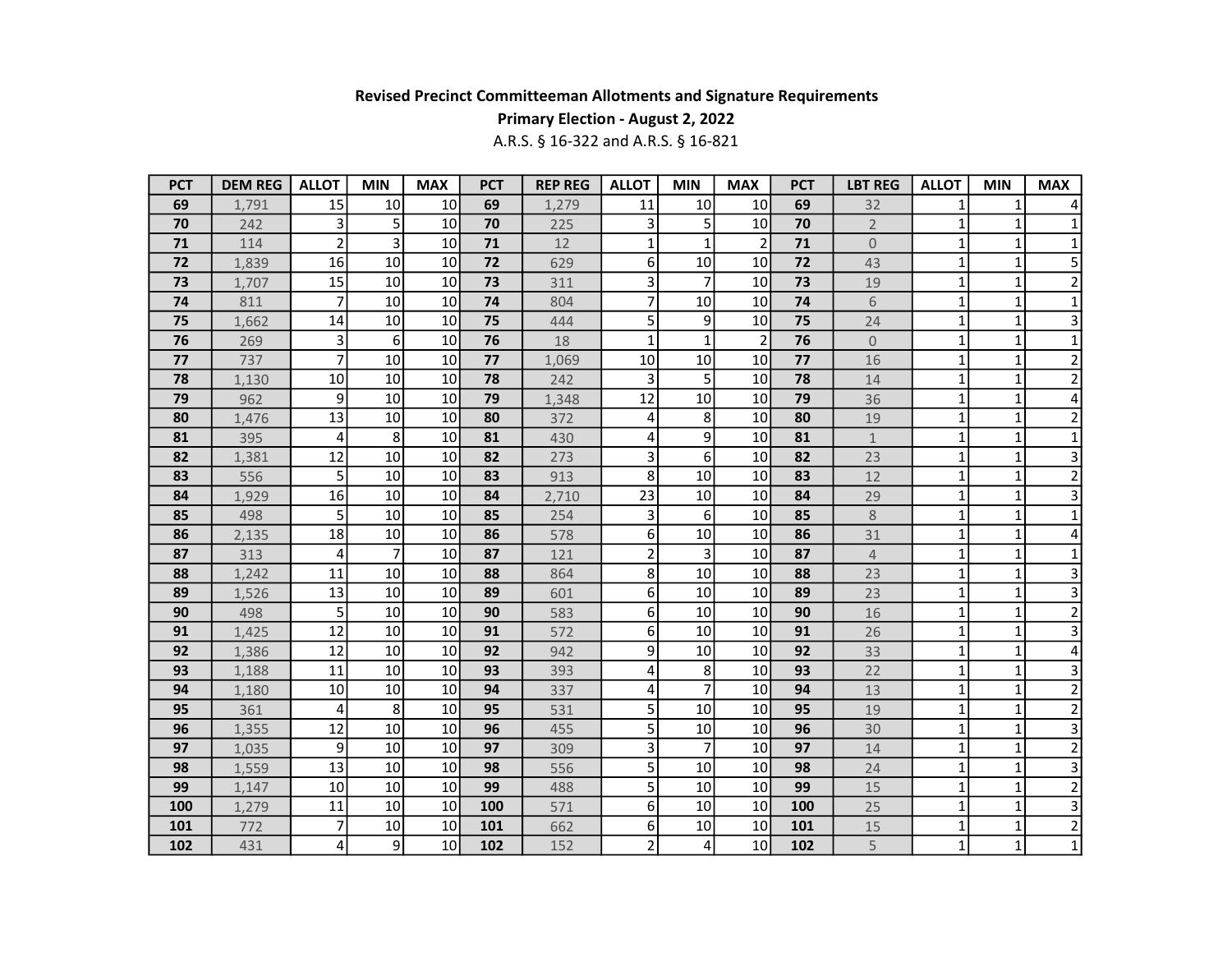**Revised Precinct Committeeman Allotments and Signature Requirements**

**Primary Election - August 2, 2022**

A.R.S. § 16-322 and A.R.S. § 16-821

| PCT | DEM REG | ALLOT | MIN | MAX | PCT | REP REG | ALLOT | MIN | MAX | PCT | LBT REG | ALLOT | MIN | MAX |
|---|---|---|---|---|---|---|---|---|---|---|---|---|---|---|
| 69 | 1,791 | 15 | 10 | 10 | 69 | 1,279 | 11 | 10 | 10 | 69 | 32 | 1 | 1 | 4 |
| 70 | 242 | 3 | 5 | 10 | 70 | 225 | 3 | 5 | 10 | 70 | 2 | 1 | 1 | 1 |
| 71 | 114 | 2 | 3 | 10 | 71 | 12 | 1 | 1 | 2 | 71 | 0 | 1 | 1 | 1 |
| 72 | 1,839 | 16 | 10 | 10 | 72 | 629 | 6 | 10 | 10 | 72 | 43 | 1 | 1 | 5 |
| 73 | 1,707 | 15 | 10 | 10 | 73 | 311 | 3 | 7 | 10 | 73 | 19 | 1 | 1 | 2 |
| 74 | 811 | 7 | 10 | 10 | 74 | 804 | 7 | 10 | 10 | 74 | 6 | 1 | 1 | 1 |
| 75 | 1,662 | 14 | 10 | 10 | 75 | 444 | 5 | 9 | 10 | 75 | 24 | 1 | 1 | 3 |
| 76 | 269 | 3 | 6 | 10 | 76 | 18 | 1 | 1 | 2 | 76 | 0 | 1 | 1 | 1 |
| 77 | 737 | 7 | 10 | 10 | 77 | 1,069 | 10 | 10 | 10 | 77 | 16 | 1 | 1 | 2 |
| 78 | 1,130 | 10 | 10 | 10 | 78 | 242 | 3 | 5 | 10 | 78 | 14 | 1 | 1 | 2 |
| 79 | 962 | 9 | 10 | 10 | 79 | 1,348 | 12 | 10 | 10 | 79 | 36 | 1 | 1 | 4 |
| 80 | 1,476 | 13 | 10 | 10 | 80 | 372 | 4 | 8 | 10 | 80 | 19 | 1 | 1 | 2 |
| 81 | 395 | 4 | 8 | 10 | 81 | 430 | 4 | 9 | 10 | 81 | 1 | 1 | 1 | 1 |
| 82 | 1,381 | 12 | 10 | 10 | 82 | 273 | 3 | 6 | 10 | 82 | 23 | 1 | 1 | 3 |
| 83 | 556 | 5 | 10 | 10 | 83 | 913 | 8 | 10 | 10 | 83 | 12 | 1 | 1 | 2 |
| 84 | 1,929 | 16 | 10 | 10 | 84 | 2,710 | 23 | 10 | 10 | 84 | 29 | 1 | 1 | 3 |
| 85 | 498 | 5 | 10 | 10 | 85 | 254 | 3 | 6 | 10 | 85 | 8 | 1 | 1 | 1 |
| 86 | 2,135 | 18 | 10 | 10 | 86 | 578 | 6 | 10 | 10 | 86 | 31 | 1 | 1 | 4 |
| 87 | 313 | 4 | 7 | 10 | 87 | 121 | 2 | 3 | 10 | 87 | 4 | 1 | 1 | 1 |
| 88 | 1,242 | 11 | 10 | 10 | 88 | 864 | 8 | 10 | 10 | 88 | 23 | 1 | 1 | 3 |
| 89 | 1,526 | 13 | 10 | 10 | 89 | 601 | 6 | 10 | 10 | 89 | 23 | 1 | 1 | 3 |
| 90 | 498 | 5 | 10 | 10 | 90 | 583 | 6 | 10 | 10 | 90 | 16 | 1 | 1 | 2 |
| 91 | 1,425 | 12 | 10 | 10 | 91 | 572 | 6 | 10 | 10 | 91 | 26 | 1 | 1 | 3 |
| 92 | 1,386 | 12 | 10 | 10 | 92 | 942 | 9 | 10 | 10 | 92 | 33 | 1 | 1 | 4 |
| 93 | 1,188 | 11 | 10 | 10 | 93 | 393 | 4 | 8 | 10 | 93 | 22 | 1 | 1 | 3 |
| 94 | 1,180 | 10 | 10 | 10 | 94 | 337 | 4 | 7 | 10 | 94 | 13 | 1 | 1 | 2 |
| 95 | 361 | 4 | 8 | 10 | 95 | 531 | 5 | 10 | 10 | 95 | 19 | 1 | 1 | 2 |
| 96 | 1,355 | 12 | 10 | 10 | 96 | 455 | 5 | 10 | 10 | 96 | 30 | 1 | 1 | 3 |
| 97 | 1,035 | 9 | 10 | 10 | 97 | 309 | 3 | 7 | 10 | 97 | 14 | 1 | 1 | 2 |
| 98 | 1,559 | 13 | 10 | 10 | 98 | 556 | 5 | 10 | 10 | 98 | 24 | 1 | 1 | 3 |
| 99 | 1,147 | 10 | 10 | 10 | 99 | 488 | 5 | 10 | 10 | 99 | 15 | 1 | 1 | 2 |
| 100 | 1,279 | 11 | 10 | 10 | 100 | 571 | 6 | 10 | 10 | 100 | 25 | 1 | 1 | 3 |
| 101 | 772 | 7 | 10 | 10 | 101 | 662 | 6 | 10 | 10 | 101 | 15 | 1 | 1 | 2 |
| 102 | 431 | 4 | 9 | 10 | 102 | 152 | 2 | 4 | 10 | 102 | 5 | 1 | 1 | 1 |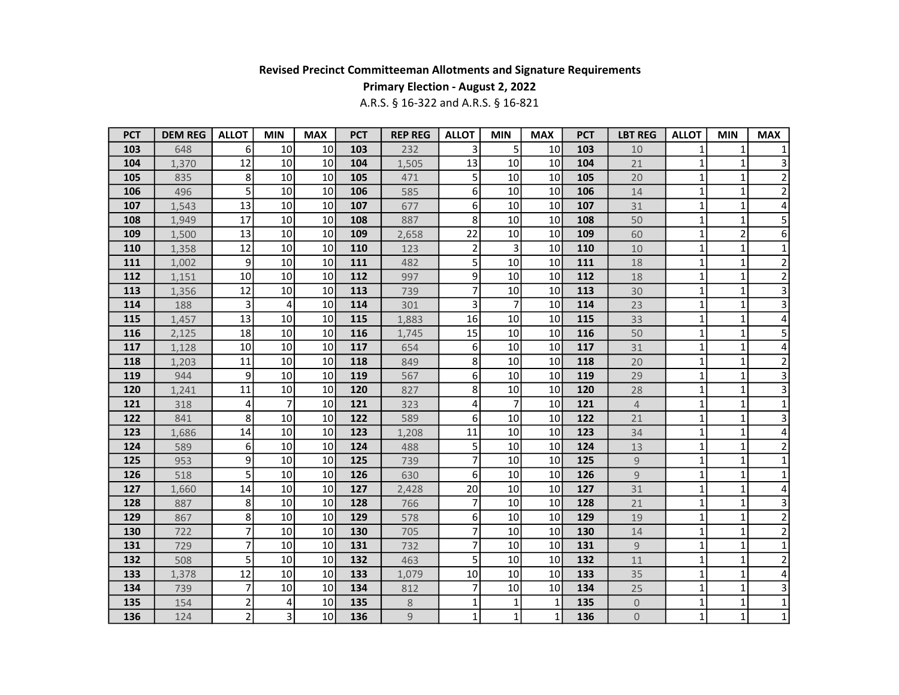**Revised Precinct Committeeman Allotments and Signature Requirements**

**Primary Election - August 2, 2022**

A.R.S. § 16-322 and A.R.S. § 16-821

| PCT | DEM REG | ALLOT | MIN | MAX | PCT | REP REG | ALLOT | MIN | MAX | PCT | LBT REG | ALLOT | MIN | MAX |
|---|---|---|---|---|---|---|---|---|---|---|---|---|---|---|
| 103 | 648 | 6 | 10 | 10 | 103 | 232 | 3 | 5 | 10 | 103 | 10 | 1 | 1 | 1 |
| 104 | 1,370 | 12 | 10 | 10 | 104 | 1,505 | 13 | 10 | 10 | 104 | 21 | 1 | 1 | 3 |
| 105 | 835 | 8 | 10 | 10 | 105 | 471 | 5 | 10 | 10 | 105 | 20 | 1 | 1 | 2 |
| 106 | 496 | 5 | 10 | 10 | 106 | 585 | 6 | 10 | 10 | 106 | 14 | 1 | 1 | 2 |
| 107 | 1,543 | 13 | 10 | 10 | 107 | 677 | 6 | 10 | 10 | 107 | 31 | 1 | 1 | 4 |
| 108 | 1,949 | 17 | 10 | 10 | 108 | 887 | 8 | 10 | 10 | 108 | 50 | 1 | 1 | 5 |
| 109 | 1,500 | 13 | 10 | 10 | 109 | 2,658 | 22 | 10 | 10 | 109 | 60 | 1 | 2 | 6 |
| 110 | 1,358 | 12 | 10 | 10 | 110 | 123 | 2 | 3 | 10 | 110 | 10 | 1 | 1 | 1 |
| 111 | 1,002 | 9 | 10 | 10 | 111 | 482 | 5 | 10 | 10 | 111 | 18 | 1 | 1 | 2 |
| 112 | 1,151 | 10 | 10 | 10 | 112 | 997 | 9 | 10 | 10 | 112 | 18 | 1 | 1 | 2 |
| 113 | 1,356 | 12 | 10 | 10 | 113 | 739 | 7 | 10 | 10 | 113 | 30 | 1 | 1 | 3 |
| 114 | 188 | 3 | 4 | 10 | 114 | 301 | 3 | 7 | 10 | 114 | 23 | 1 | 1 | 3 |
| 115 | 1,457 | 13 | 10 | 10 | 115 | 1,883 | 16 | 10 | 10 | 115 | 33 | 1 | 1 | 4 |
| 116 | 2,125 | 18 | 10 | 10 | 116 | 1,745 | 15 | 10 | 10 | 116 | 50 | 1 | 1 | 5 |
| 117 | 1,128 | 10 | 10 | 10 | 117 | 654 | 6 | 10 | 10 | 117 | 31 | 1 | 1 | 4 |
| 118 | 1,203 | 11 | 10 | 10 | 118 | 849 | 8 | 10 | 10 | 118 | 20 | 1 | 1 | 2 |
| 119 | 944 | 9 | 10 | 10 | 119 | 567 | 6 | 10 | 10 | 119 | 29 | 1 | 1 | 3 |
| 120 | 1,241 | 11 | 10 | 10 | 120 | 827 | 8 | 10 | 10 | 120 | 28 | 1 | 1 | 3 |
| 121 | 318 | 4 | 7 | 10 | 121 | 323 | 4 | 7 | 10 | 121 | 4 | 1 | 1 | 1 |
| 122 | 841 | 8 | 10 | 10 | 122 | 589 | 6 | 10 | 10 | 122 | 21 | 1 | 1 | 3 |
| 123 | 1,686 | 14 | 10 | 10 | 123 | 1,208 | 11 | 10 | 10 | 123 | 34 | 1 | 1 | 4 |
| 124 | 589 | 6 | 10 | 10 | 124 | 488 | 5 | 10 | 10 | 124 | 13 | 1 | 1 | 2 |
| 125 | 953 | 9 | 10 | 10 | 125 | 739 | 7 | 10 | 10 | 125 | 9 | 1 | 1 | 1 |
| 126 | 518 | 5 | 10 | 10 | 126 | 630 | 6 | 10 | 10 | 126 | 9 | 1 | 1 | 1 |
| 127 | 1,660 | 14 | 10 | 10 | 127 | 2,428 | 20 | 10 | 10 | 127 | 31 | 1 | 1 | 4 |
| 128 | 887 | 8 | 10 | 10 | 128 | 766 | 7 | 10 | 10 | 128 | 21 | 1 | 1 | 3 |
| 129 | 867 | 8 | 10 | 10 | 129 | 578 | 6 | 10 | 10 | 129 | 19 | 1 | 1 | 2 |
| 130 | 722 | 7 | 10 | 10 | 130 | 705 | 7 | 10 | 10 | 130 | 14 | 1 | 1 | 2 |
| 131 | 729 | 7 | 10 | 10 | 131 | 732 | 7 | 10 | 10 | 131 | 9 | 1 | 1 | 1 |
| 132 | 508 | 5 | 10 | 10 | 132 | 463 | 5 | 10 | 10 | 132 | 11 | 1 | 1 | 2 |
| 133 | 1,378 | 12 | 10 | 10 | 133 | 1,079 | 10 | 10 | 10 | 133 | 35 | 1 | 1 | 4 |
| 134 | 739 | 7 | 10 | 10 | 134 | 812 | 7 | 10 | 10 | 134 | 25 | 1 | 1 | 3 |
| 135 | 154 | 2 | 4 | 10 | 135 | 8 | 1 | 1 | 1 | 135 | 0 | 1 | 1 | 1 |
| 136 | 124 | 2 | 3 | 10 | 136 | 9 | 1 | 1 | 1 | 136 | 0 | 1 | 1 | 1 |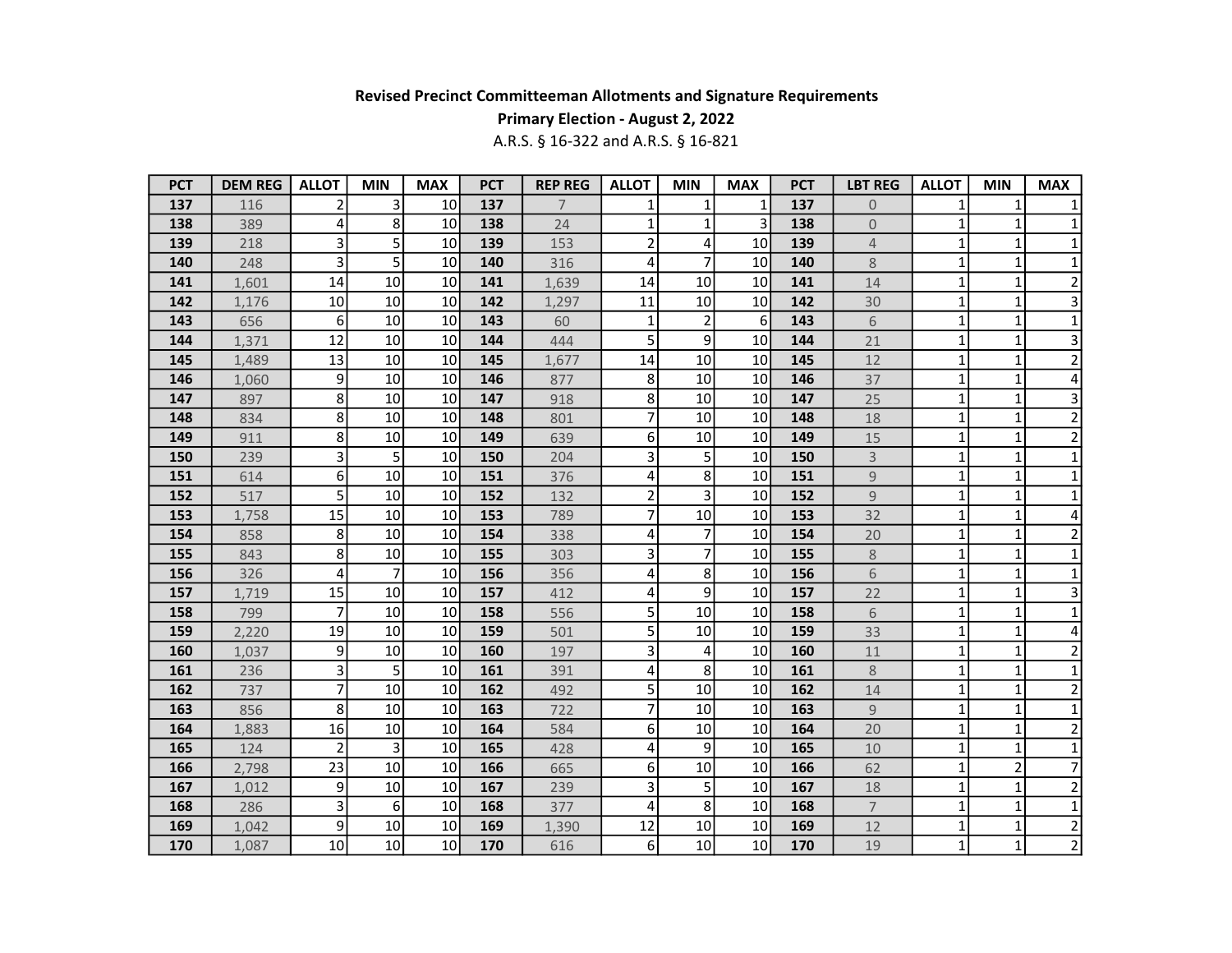**Revised Precinct Committeeman Allotments and Signature Requirements**

**Primary Election - August 2, 2022**

A.R.S. § 16-322 and A.R.S. § 16-821

| PCT | DEM REG | ALLOT | MIN | MAX | PCT | REP REG | ALLOT | MIN | MAX | PCT | LBT REG | ALLOT | MIN | MAX |
|---|---|---|---|---|---|---|---|---|---|---|---|---|---|---|
| 137 | 116 | 2 | 3 | 10 | 137 | 7 | 1 | 1 | 1 | 137 | 0 | 1 | 1 | 1 |
| 138 | 389 | 4 | 8 | 10 | 138 | 24 | 1 | 1 | 3 | 138 | 0 | 1 | 1 | 1 |
| 139 | 218 | 3 | 5 | 10 | 139 | 153 | 2 | 4 | 10 | 139 | 4 | 1 | 1 | 1 |
| 140 | 248 | 3 | 5 | 10 | 140 | 316 | 4 | 7 | 10 | 140 | 8 | 1 | 1 | 1 |
| 141 | 1,601 | 14 | 10 | 10 | 141 | 1,639 | 14 | 10 | 10 | 141 | 14 | 1 | 1 | 2 |
| 142 | 1,176 | 10 | 10 | 10 | 142 | 1,297 | 11 | 10 | 10 | 142 | 30 | 1 | 1 | 3 |
| 143 | 656 | 6 | 10 | 10 | 143 | 60 | 1 | 2 | 6 | 143 | 6 | 1 | 1 | 1 |
| 144 | 1,371 | 12 | 10 | 10 | 144 | 444 | 5 | 9 | 10 | 144 | 21 | 1 | 1 | 3 |
| 145 | 1,489 | 13 | 10 | 10 | 145 | 1,677 | 14 | 10 | 10 | 145 | 12 | 1 | 1 | 2 |
| 146 | 1,060 | 9 | 10 | 10 | 146 | 877 | 8 | 10 | 10 | 146 | 37 | 1 | 1 | 4 |
| 147 | 897 | 8 | 10 | 10 | 147 | 918 | 8 | 10 | 10 | 147 | 25 | 1 | 1 | 3 |
| 148 | 834 | 8 | 10 | 10 | 148 | 801 | 7 | 10 | 10 | 148 | 18 | 1 | 1 | 2 |
| 149 | 911 | 8 | 10 | 10 | 149 | 639 | 6 | 10 | 10 | 149 | 15 | 1 | 1 | 2 |
| 150 | 239 | 3 | 5 | 10 | 150 | 204 | 3 | 5 | 10 | 150 | 3 | 1 | 1 | 1 |
| 151 | 614 | 6 | 10 | 10 | 151 | 376 | 4 | 8 | 10 | 151 | 9 | 1 | 1 | 1 |
| 152 | 517 | 5 | 10 | 10 | 152 | 132 | 2 | 3 | 10 | 152 | 9 | 1 | 1 | 1 |
| 153 | 1,758 | 15 | 10 | 10 | 153 | 789 | 7 | 10 | 10 | 153 | 32 | 1 | 1 | 4 |
| 154 | 858 | 8 | 10 | 10 | 154 | 338 | 4 | 7 | 10 | 154 | 20 | 1 | 1 | 2 |
| 155 | 843 | 8 | 10 | 10 | 155 | 303 | 3 | 7 | 10 | 155 | 8 | 1 | 1 | 1 |
| 156 | 326 | 4 | 7 | 10 | 156 | 356 | 4 | 8 | 10 | 156 | 6 | 1 | 1 | 1 |
| 157 | 1,719 | 15 | 10 | 10 | 157 | 412 | 4 | 9 | 10 | 157 | 22 | 1 | 1 | 3 |
| 158 | 799 | 7 | 10 | 10 | 158 | 556 | 5 | 10 | 10 | 158 | 6 | 1 | 1 | 1 |
| 159 | 2,220 | 19 | 10 | 10 | 159 | 501 | 5 | 10 | 10 | 159 | 33 | 1 | 1 | 4 |
| 160 | 1,037 | 9 | 10 | 10 | 160 | 197 | 3 | 4 | 10 | 160 | 11 | 1 | 1 | 2 |
| 161 | 236 | 3 | 5 | 10 | 161 | 391 | 4 | 8 | 10 | 161 | 8 | 1 | 1 | 1 |
| 162 | 737 | 7 | 10 | 10 | 162 | 492 | 5 | 10 | 10 | 162 | 14 | 1 | 1 | 2 |
| 163 | 856 | 8 | 10 | 10 | 163 | 722 | 7 | 10 | 10 | 163 | 9 | 1 | 1 | 1 |
| 164 | 1,883 | 16 | 10 | 10 | 164 | 584 | 6 | 10 | 10 | 164 | 20 | 1 | 1 | 2 |
| 165 | 124 | 2 | 3 | 10 | 165 | 428 | 4 | 9 | 10 | 165 | 10 | 1 | 1 | 1 |
| 166 | 2,798 | 23 | 10 | 10 | 166 | 665 | 6 | 10 | 10 | 166 | 62 | 1 | 2 | 7 |
| 167 | 1,012 | 9 | 10 | 10 | 167 | 239 | 3 | 5 | 10 | 167 | 18 | 1 | 1 | 2 |
| 168 | 286 | 3 | 6 | 10 | 168 | 377 | 4 | 8 | 10 | 168 | 7 | 1 | 1 | 1 |
| 169 | 1,042 | 9 | 10 | 10 | 169 | 1,390 | 12 | 10 | 10 | 169 | 12 | 1 | 1 | 2 |
| 170 | 1,087 | 10 | 10 | 10 | 170 | 616 | 6 | 10 | 10 | 170 | 19 | 1 | 1 | 2 |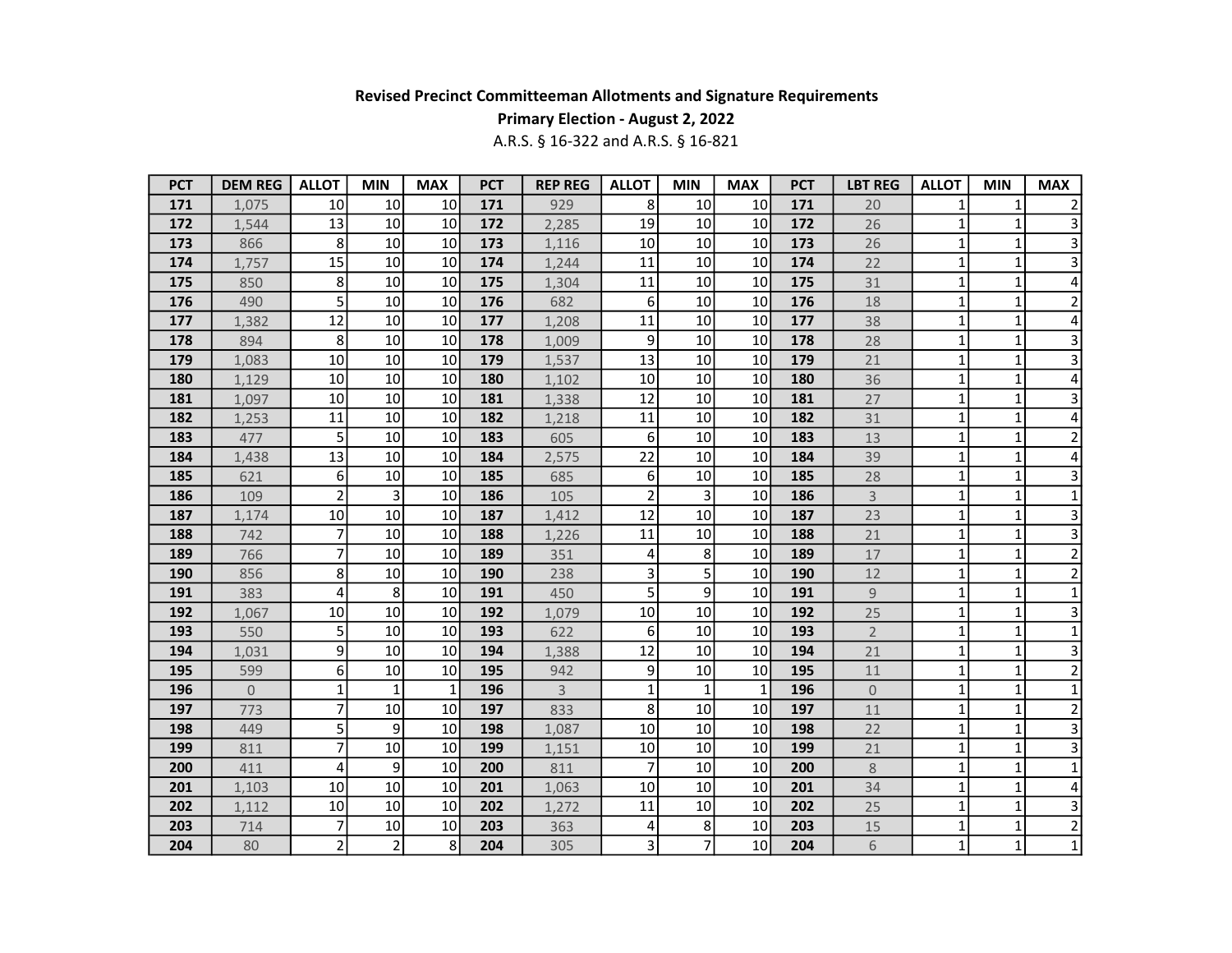**Revised Precinct Committeeman Allotments and Signature Requirements**

**Primary Election - August 2, 2022**

A.R.S. § 16-322 and A.R.S. § 16-821

| PCT | DEM REG | ALLOT | MIN | MAX | PCT | REP REG | ALLOT | MIN | MAX | PCT | LBT REG | ALLOT | MIN | MAX |
|---|---|---|---|---|---|---|---|---|---|---|---|---|---|---|
| 171 | 1,075 | 10 | 10 | 10 | 171 | 929 | 8 | 10 | 10 | 171 | 20 | 1 | 1 | 2 |
| 172 | 1,544 | 13 | 10 | 10 | 172 | 2,285 | 19 | 10 | 10 | 172 | 26 | 1 | 1 | 3 |
| 173 | 866 | 8 | 10 | 10 | 173 | 1,116 | 10 | 10 | 10 | 173 | 26 | 1 | 1 | 3 |
| 174 | 1,757 | 15 | 10 | 10 | 174 | 1,244 | 11 | 10 | 10 | 174 | 22 | 1 | 1 | 3 |
| 175 | 850 | 8 | 10 | 10 | 175 | 1,304 | 11 | 10 | 10 | 175 | 31 | 1 | 1 | 4 |
| 176 | 490 | 5 | 10 | 10 | 176 | 682 | 6 | 10 | 10 | 176 | 18 | 1 | 1 | 2 |
| 177 | 1,382 | 12 | 10 | 10 | 177 | 1,208 | 11 | 10 | 10 | 177 | 38 | 1 | 1 | 4 |
| 178 | 894 | 8 | 10 | 10 | 178 | 1,009 | 9 | 10 | 10 | 178 | 28 | 1 | 1 | 3 |
| 179 | 1,083 | 10 | 10 | 10 | 179 | 1,537 | 13 | 10 | 10 | 179 | 21 | 1 | 1 | 3 |
| 180 | 1,129 | 10 | 10 | 10 | 180 | 1,102 | 10 | 10 | 10 | 180 | 36 | 1 | 1 | 4 |
| 181 | 1,097 | 10 | 10 | 10 | 181 | 1,338 | 12 | 10 | 10 | 181 | 27 | 1 | 1 | 3 |
| 182 | 1,253 | 11 | 10 | 10 | 182 | 1,218 | 11 | 10 | 10 | 182 | 31 | 1 | 1 | 4 |
| 183 | 477 | 5 | 10 | 10 | 183 | 605 | 6 | 10 | 10 | 183 | 13 | 1 | 1 | 2 |
| 184 | 1,438 | 13 | 10 | 10 | 184 | 2,575 | 22 | 10 | 10 | 184 | 39 | 1 | 1 | 4 |
| 185 | 621 | 6 | 10 | 10 | 185 | 685 | 6 | 10 | 10 | 185 | 28 | 1 | 1 | 3 |
| 186 | 109 | 2 | 3 | 10 | 186 | 105 | 2 | 3 | 10 | 186 | 3 | 1 | 1 | 1 |
| 187 | 1,174 | 10 | 10 | 10 | 187 | 1,412 | 12 | 10 | 10 | 187 | 23 | 1 | 1 | 3 |
| 188 | 742 | 7 | 10 | 10 | 188 | 1,226 | 11 | 10 | 10 | 188 | 21 | 1 | 1 | 3 |
| 189 | 766 | 7 | 10 | 10 | 189 | 351 | 4 | 8 | 10 | 189 | 17 | 1 | 1 | 2 |
| 190 | 856 | 8 | 10 | 10 | 190 | 238 | 3 | 5 | 10 | 190 | 12 | 1 | 1 | 2 |
| 191 | 383 | 4 | 8 | 10 | 191 | 450 | 5 | 9 | 10 | 191 | 9 | 1 | 1 | 1 |
| 192 | 1,067 | 10 | 10 | 10 | 192 | 1,079 | 10 | 10 | 10 | 192 | 25 | 1 | 1 | 3 |
| 193 | 550 | 5 | 10 | 10 | 193 | 622 | 6 | 10 | 10 | 193 | 2 | 1 | 1 | 1 |
| 194 | 1,031 | 9 | 10 | 10 | 194 | 1,388 | 12 | 10 | 10 | 194 | 21 | 1 | 1 | 3 |
| 195 | 599 | 6 | 10 | 10 | 195 | 942 | 9 | 10 | 10 | 195 | 11 | 1 | 1 | 2 |
| 196 | 0 | 1 | 1 | 1 | 196 | 3 | 1 | 1 | 1 | 196 | 0 | 1 | 1 | 1 |
| 197 | 773 | 7 | 10 | 10 | 197 | 833 | 8 | 10 | 10 | 197 | 11 | 1 | 1 | 2 |
| 198 | 449 | 5 | 9 | 10 | 198 | 1,087 | 10 | 10 | 10 | 198 | 22 | 1 | 1 | 3 |
| 199 | 811 | 7 | 10 | 10 | 199 | 1,151 | 10 | 10 | 10 | 199 | 21 | 1 | 1 | 3 |
| 200 | 411 | 4 | 9 | 10 | 200 | 811 | 7 | 10 | 10 | 200 | 8 | 1 | 1 | 1 |
| 201 | 1,103 | 10 | 10 | 10 | 201 | 1,063 | 10 | 10 | 10 | 201 | 34 | 1 | 1 | 4 |
| 202 | 1,112 | 10 | 10 | 10 | 202 | 1,272 | 11 | 10 | 10 | 202 | 25 | 1 | 1 | 3 |
| 203 | 714 | 7 | 10 | 10 | 203 | 363 | 4 | 8 | 10 | 203 | 15 | 1 | 1 | 2 |
| 204 | 80 | 2 | 2 | 8 | 204 | 305 | 3 | 7 | 10 | 204 | 6 | 1 | 1 | 1 |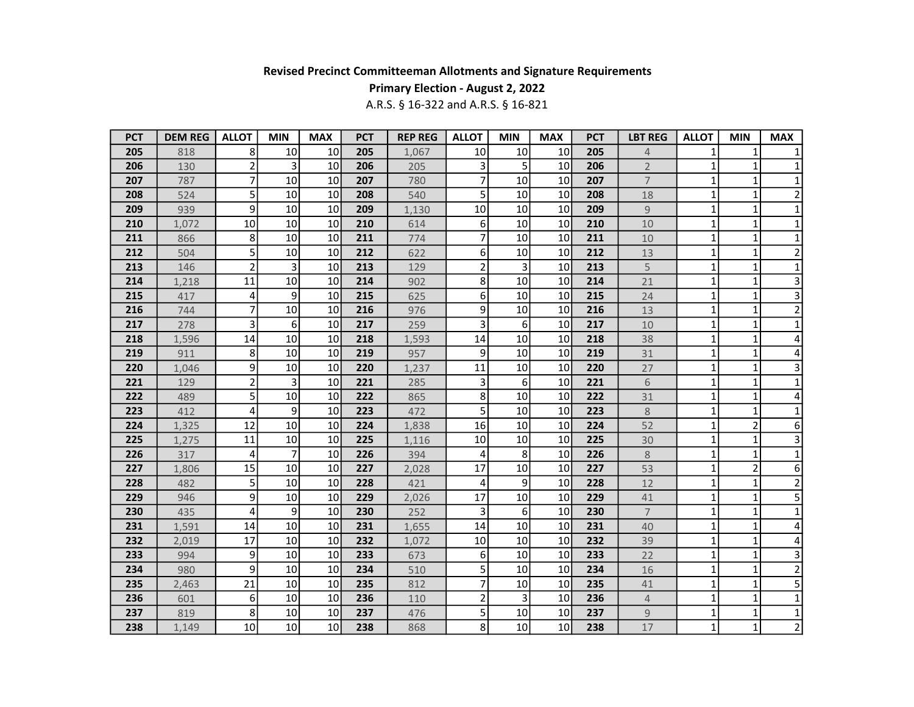**Revised Precinct Committeeman Allotments and Signature Requirements**

**Primary Election - August 2, 2022**

A.R.S. § 16-322 and A.R.S. § 16-821

| PCT | DEM REG | ALLOT | MIN | MAX | PCT | REP REG | ALLOT | MIN | MAX | PCT | LBT REG | ALLOT | MIN | MAX |
|---|---|---|---|---|---|---|---|---|---|---|---|---|---|---|
| 205 | 818 | 8 | 10 | 10 | 205 | 1,067 | 10 | 10 | 10 | 205 | 4 | 1 | 1 | 1 |
| 206 | 130 | 2 | 3 | 10 | 206 | 205 | 3 | 5 | 10 | 206 | 2 | 1 | 1 | 1 |
| 207 | 787 | 7 | 10 | 10 | 207 | 780 | 7 | 10 | 10 | 207 | 7 | 1 | 1 | 1 |
| 208 | 524 | 5 | 10 | 10 | 208 | 540 | 5 | 10 | 10 | 208 | 18 | 1 | 1 | 2 |
| 209 | 939 | 9 | 10 | 10 | 209 | 1,130 | 10 | 10 | 10 | 209 | 9 | 1 | 1 | 1 |
| 210 | 1,072 | 10 | 10 | 10 | 210 | 614 | 6 | 10 | 10 | 210 | 10 | 1 | 1 | 1 |
| 211 | 866 | 8 | 10 | 10 | 211 | 774 | 7 | 10 | 10 | 211 | 10 | 1 | 1 | 1 |
| 212 | 504 | 5 | 10 | 10 | 212 | 622 | 6 | 10 | 10 | 212 | 13 | 1 | 1 | 2 |
| 213 | 146 | 2 | 3 | 10 | 213 | 129 | 2 | 3 | 10 | 213 | 5 | 1 | 1 | 1 |
| 214 | 1,218 | 11 | 10 | 10 | 214 | 902 | 8 | 10 | 10 | 214 | 21 | 1 | 1 | 3 |
| 215 | 417 | 4 | 9 | 10 | 215 | 625 | 6 | 10 | 10 | 215 | 24 | 1 | 1 | 3 |
| 216 | 744 | 7 | 10 | 10 | 216 | 976 | 9 | 10 | 10 | 216 | 13 | 1 | 1 | 2 |
| 217 | 278 | 3 | 6 | 10 | 217 | 259 | 3 | 6 | 10 | 217 | 10 | 1 | 1 | 1 |
| 218 | 1,596 | 14 | 10 | 10 | 218 | 1,593 | 14 | 10 | 10 | 218 | 38 | 1 | 1 | 4 |
| 219 | 911 | 8 | 10 | 10 | 219 | 957 | 9 | 10 | 10 | 219 | 31 | 1 | 1 | 4 |
| 220 | 1,046 | 9 | 10 | 10 | 220 | 1,237 | 11 | 10 | 10 | 220 | 27 | 1 | 1 | 3 |
| 221 | 129 | 2 | 3 | 10 | 221 | 285 | 3 | 6 | 10 | 221 | 6 | 1 | 1 | 1 |
| 222 | 489 | 5 | 10 | 10 | 222 | 865 | 8 | 10 | 10 | 222 | 31 | 1 | 1 | 4 |
| 223 | 412 | 4 | 9 | 10 | 223 | 472 | 5 | 10 | 10 | 223 | 8 | 1 | 1 | 1 |
| 224 | 1,325 | 12 | 10 | 10 | 224 | 1,838 | 16 | 10 | 10 | 224 | 52 | 1 | 2 | 6 |
| 225 | 1,275 | 11 | 10 | 10 | 225 | 1,116 | 10 | 10 | 10 | 225 | 30 | 1 | 1 | 3 |
| 226 | 317 | 4 | 7 | 10 | 226 | 394 | 4 | 8 | 10 | 226 | 8 | 1 | 1 | 1 |
| 227 | 1,806 | 15 | 10 | 10 | 227 | 2,028 | 17 | 10 | 10 | 227 | 53 | 1 | 2 | 6 |
| 228 | 482 | 5 | 10 | 10 | 228 | 421 | 4 | 9 | 10 | 228 | 12 | 1 | 1 | 2 |
| 229 | 946 | 9 | 10 | 10 | 229 | 2,026 | 17 | 10 | 10 | 229 | 41 | 1 | 1 | 5 |
| 230 | 435 | 4 | 9 | 10 | 230 | 252 | 3 | 6 | 10 | 230 | 7 | 1 | 1 | 1 |
| 231 | 1,591 | 14 | 10 | 10 | 231 | 1,655 | 14 | 10 | 10 | 231 | 40 | 1 | 1 | 4 |
| 232 | 2,019 | 17 | 10 | 10 | 232 | 1,072 | 10 | 10 | 10 | 232 | 39 | 1 | 1 | 4 |
| 233 | 994 | 9 | 10 | 10 | 233 | 673 | 6 | 10 | 10 | 233 | 22 | 1 | 1 | 3 |
| 234 | 980 | 9 | 10 | 10 | 234 | 510 | 5 | 10 | 10 | 234 | 16 | 1 | 1 | 2 |
| 235 | 2,463 | 21 | 10 | 10 | 235 | 812 | 7 | 10 | 10 | 235 | 41 | 1 | 1 | 5 |
| 236 | 601 | 6 | 10 | 10 | 236 | 110 | 2 | 3 | 10 | 236 | 4 | 1 | 1 | 1 |
| 237 | 819 | 8 | 10 | 10 | 237 | 476 | 5 | 10 | 10 | 237 | 9 | 1 | 1 | 1 |
| 238 | 1,149 | 10 | 10 | 10 | 238 | 868 | 8 | 10 | 10 | 238 | 17 | 1 | 1 | 2 |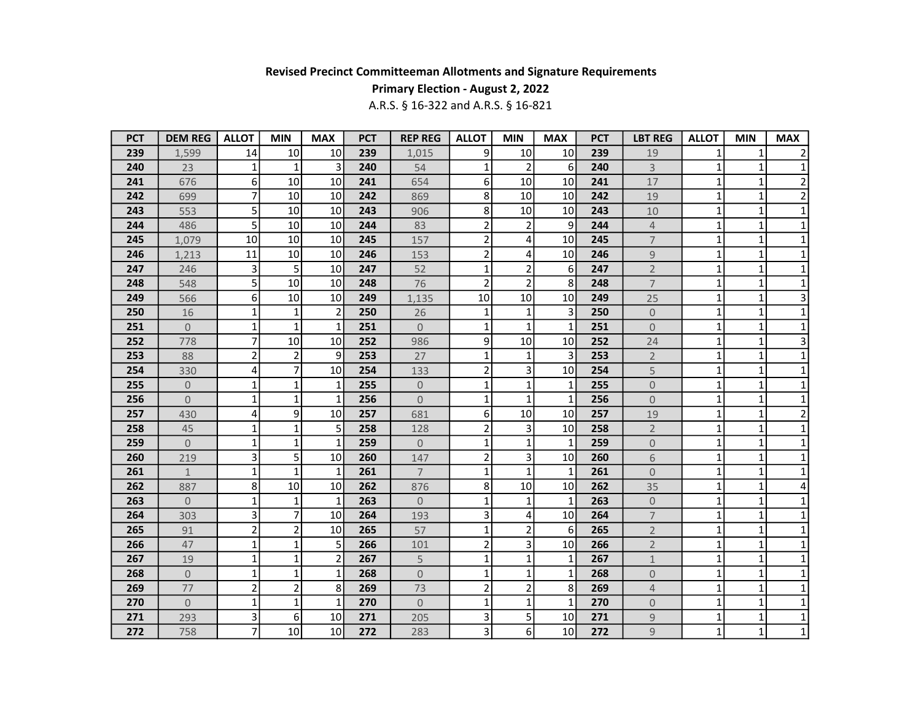**Revised Precinct Committeeman Allotments and Signature Requirements**

**Primary Election - August 2, 2022**

A.R.S. § 16-322 and A.R.S. § 16-821

| PCT | DEM REG | ALLOT | MIN | MAX | PCT | REP REG | ALLOT | MIN | MAX | PCT | LBT REG | ALLOT | MIN | MAX |
|---|---|---|---|---|---|---|---|---|---|---|---|---|---|---|
| 239 | 1,599 | 14 | 10 | 10 | 239 | 1,015 | 9 | 10 | 10 | 239 | 19 | 1 | 1 | 2 |
| 240 | 23 | 1 | 1 | 3 | 240 | 54 | 1 | 2 | 6 | 240 | 3 | 1 | 1 | 1 |
| 241 | 676 | 6 | 10 | 10 | 241 | 654 | 6 | 10 | 10 | 241 | 17 | 1 | 1 | 2 |
| 242 | 699 | 7 | 10 | 10 | 242 | 869 | 8 | 10 | 10 | 242 | 19 | 1 | 1 | 2 |
| 243 | 553 | 5 | 10 | 10 | 243 | 906 | 8 | 10 | 10 | 243 | 10 | 1 | 1 | 1 |
| 244 | 486 | 5 | 10 | 10 | 244 | 83 | 2 | 2 | 9 | 244 | 4 | 1 | 1 | 1 |
| 245 | 1,079 | 10 | 10 | 10 | 245 | 157 | 2 | 4 | 10 | 245 | 7 | 1 | 1 | 1 |
| 246 | 1,213 | 11 | 10 | 10 | 246 | 153 | 2 | 4 | 10 | 246 | 9 | 1 | 1 | 1 |
| 247 | 246 | 3 | 5 | 10 | 247 | 52 | 1 | 2 | 6 | 247 | 2 | 1 | 1 | 1 |
| 248 | 548 | 5 | 10 | 10 | 248 | 76 | 2 | 2 | 8 | 248 | 7 | 1 | 1 | 1 |
| 249 | 566 | 6 | 10 | 10 | 249 | 1,135 | 10 | 10 | 10 | 249 | 25 | 1 | 1 | 3 |
| 250 | 16 | 1 | 1 | 2 | 250 | 26 | 1 | 1 | 3 | 250 | 0 | 1 | 1 | 1 |
| 251 | 0 | 1 | 1 | 1 | 251 | 0 | 1 | 1 | 1 | 251 | 0 | 1 | 1 | 1 |
| 252 | 778 | 7 | 10 | 10 | 252 | 986 | 9 | 10 | 10 | 252 | 24 | 1 | 1 | 3 |
| 253 | 88 | 2 | 2 | 9 | 253 | 27 | 1 | 1 | 3 | 253 | 2 | 1 | 1 | 1 |
| 254 | 330 | 4 | 7 | 10 | 254 | 133 | 2 | 3 | 10 | 254 | 5 | 1 | 1 | 1 |
| 255 | 0 | 1 | 1 | 1 | 255 | 0 | 1 | 1 | 1 | 255 | 0 | 1 | 1 | 1 |
| 256 | 0 | 1 | 1 | 1 | 256 | 0 | 1 | 1 | 1 | 256 | 0 | 1 | 1 | 1 |
| 257 | 430 | 4 | 9 | 10 | 257 | 681 | 6 | 10 | 10 | 257 | 19 | 1 | 1 | 2 |
| 258 | 45 | 1 | 1 | 5 | 258 | 128 | 2 | 3 | 10 | 258 | 2 | 1 | 1 | 1 |
| 259 | 0 | 1 | 1 | 1 | 259 | 0 | 1 | 1 | 1 | 259 | 0 | 1 | 1 | 1 |
| 260 | 219 | 3 | 5 | 10 | 260 | 147 | 2 | 3 | 10 | 260 | 6 | 1 | 1 | 1 |
| 261 | 1 | 1 | 1 | 1 | 261 | 7 | 1 | 1 | 1 | 261 | 0 | 1 | 1 | 1 |
| 262 | 887 | 8 | 10 | 10 | 262 | 876 | 8 | 10 | 10 | 262 | 35 | 1 | 1 | 4 |
| 263 | 0 | 1 | 1 | 1 | 263 | 0 | 1 | 1 | 1 | 263 | 0 | 1 | 1 | 1 |
| 264 | 303 | 3 | 7 | 10 | 264 | 193 | 3 | 4 | 10 | 264 | 7 | 1 | 1 | 1 |
| 265 | 91 | 2 | 2 | 10 | 265 | 57 | 1 | 2 | 6 | 265 | 2 | 1 | 1 | 1 |
| 266 | 47 | 1 | 1 | 5 | 266 | 101 | 2 | 3 | 10 | 266 | 2 | 1 | 1 | 1 |
| 267 | 19 | 1 | 1 | 2 | 267 | 5 | 1 | 1 | 1 | 267 | 1 | 1 | 1 | 1 |
| 268 | 0 | 1 | 1 | 1 | 268 | 0 | 1 | 1 | 1 | 268 | 0 | 1 | 1 | 1 |
| 269 | 77 | 2 | 2 | 8 | 269 | 73 | 2 | 2 | 8 | 269 | 4 | 1 | 1 | 1 |
| 270 | 0 | 1 | 1 | 1 | 270 | 0 | 1 | 1 | 1 | 270 | 0 | 1 | 1 | 1 |
| 271 | 293 | 3 | 6 | 10 | 271 | 205 | 3 | 5 | 10 | 271 | 9 | 1 | 1 | 1 |
| 272 | 758 | 7 | 10 | 10 | 272 | 283 | 3 | 6 | 10 | 272 | 9 | 1 | 1 | 1 |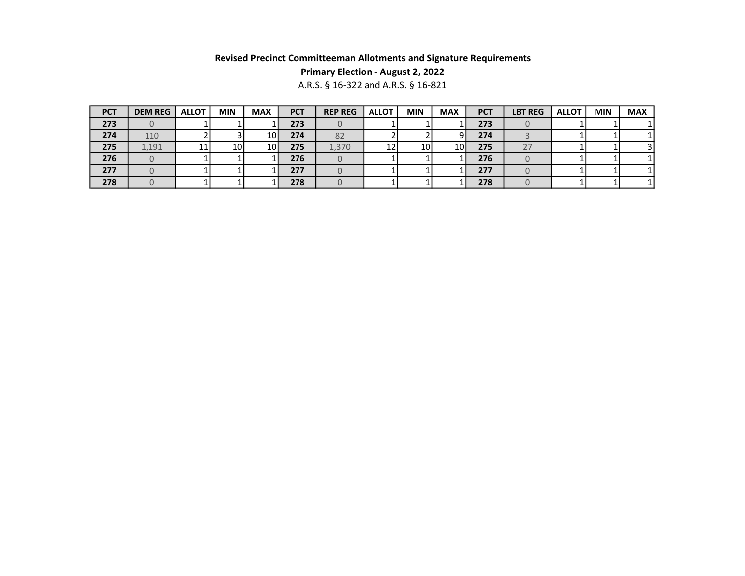**Revised Precinct Committeeman Allotments and Signature Requirements**

**Primary Election - August 2, 2022**

A.R.S. § 16-322 and A.R.S. § 16-821

| PCT | DEM REG | ALLOT | MIN | MAX | PCT | REP REG | ALLOT | MIN | MAX | PCT | LBT REG | ALLOT | MIN | MAX |
|---|---|---|---|---|---|---|---|---|---|---|---|---|---|---|
| 273 | 0 | 1 | 1 | 1 | 273 | 0 | 1 | 1 | 1 | 273 | 0 | 1 | 1 | 1 |
| 274 | 110 | 2 | 3 | 10 | 274 | 82 | 2 | 2 | 9 | 274 | 3 | 1 | 1 | 1 |
| 275 | 1,191 | 11 | 10 | 10 | 275 | 1,370 | 12 | 10 | 10 | 275 | 27 | 1 | 1 | 3 |
| 276 | 0 | 1 | 1 | 1 | 276 | 0 | 1 | 1 | 1 | 276 | 0 | 1 | 1 | 1 |
| 277 | 0 | 1 | 1 | 1 | 277 | 0 | 1 | 1 | 1 | 277 | 0 | 1 | 1 | 1 |
| 278 | 0 | 1 | 1 | 1 | 278 | 0 | 1 | 1 | 1 | 278 | 0 | 1 | 1 | 1 |